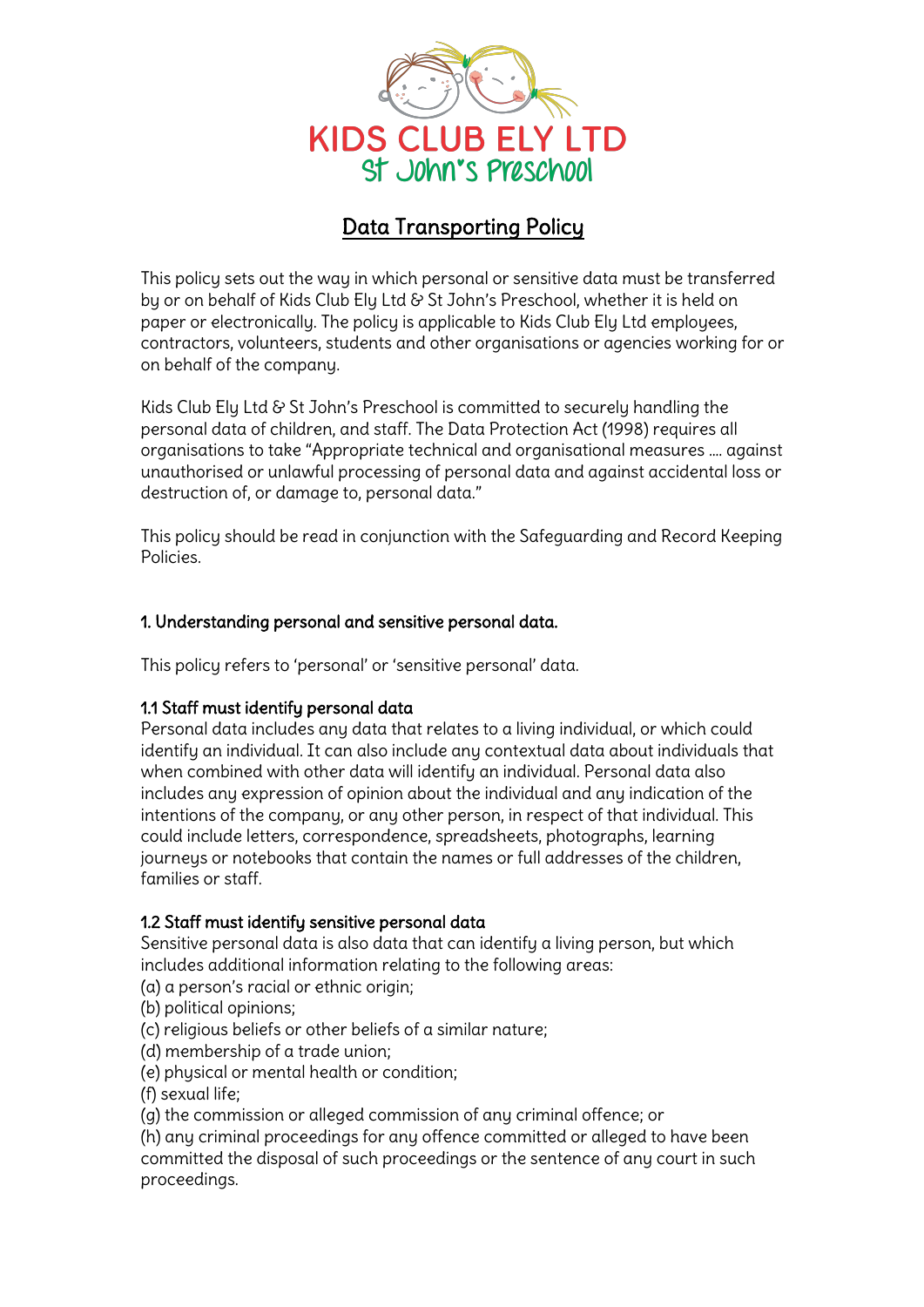KIDS CLUB ELY LTD

St John's Preschool

# Data Transporting Policy

This policy sets out the way in which personal or sensitive data must be transferred by or on behalf of Kids Club Ely Ltd & St John's Preschool, whether it is held on paper or electronically. The policy is applicable to Kids Club Ely Ltd employees, contractors, volunteers, students and other organisations or agencies working for or on behalf of the company.

Kids Club Ely Ltd & St John's Preschool is committed to securely handling the personal data of children, and staff. The Data Protection Act (1998) requires all organisations to take "Appropriate technical and organisational measures …. against unauthorised or unlawful processing of personal data and against accidental loss or destruction of, or damage to, personal data."

This policy should be read in conjunction with the Safeguarding and Record Keeping Policies.

## 1. Understanding personal and sensitive personal data.

This policy refers to 'personal' or 'sensitive personal' data.

### 1.1 Staff must identify personal data

Personal data includes any data that relates to a living individual, or which could identify an individual. It can also include any contextual data about individuals that when combined with other data will identify an individual. Personal data also includes any expression of opinion about the individual and any indication of the intentions of the company, or any other person, in respect of that individual. This could include letters, correspondence, spreadsheets, photographs, learning journeys or notebooks that contain the names or full addresses of the children, families or staff.

### 1.2 Staff must identify sensitive personal data

Sensitive personal data is also data that can identify a living person, but which includes additional information relating to the following areas:

(a) a person's racial or ethnic origin;
(b) political opinions;
(c) religious beliefs or other beliefs of a similar nature;
(d) membership of a trade union;
(e) physical or mental health or condition;
(f) sexual life;
(g) the commission or alleged commission of any criminal offence; or
(h) any criminal proceedings for any offence committed or alleged to have been committed the disposal of such proceedings or the sentence of any court in such proceedings.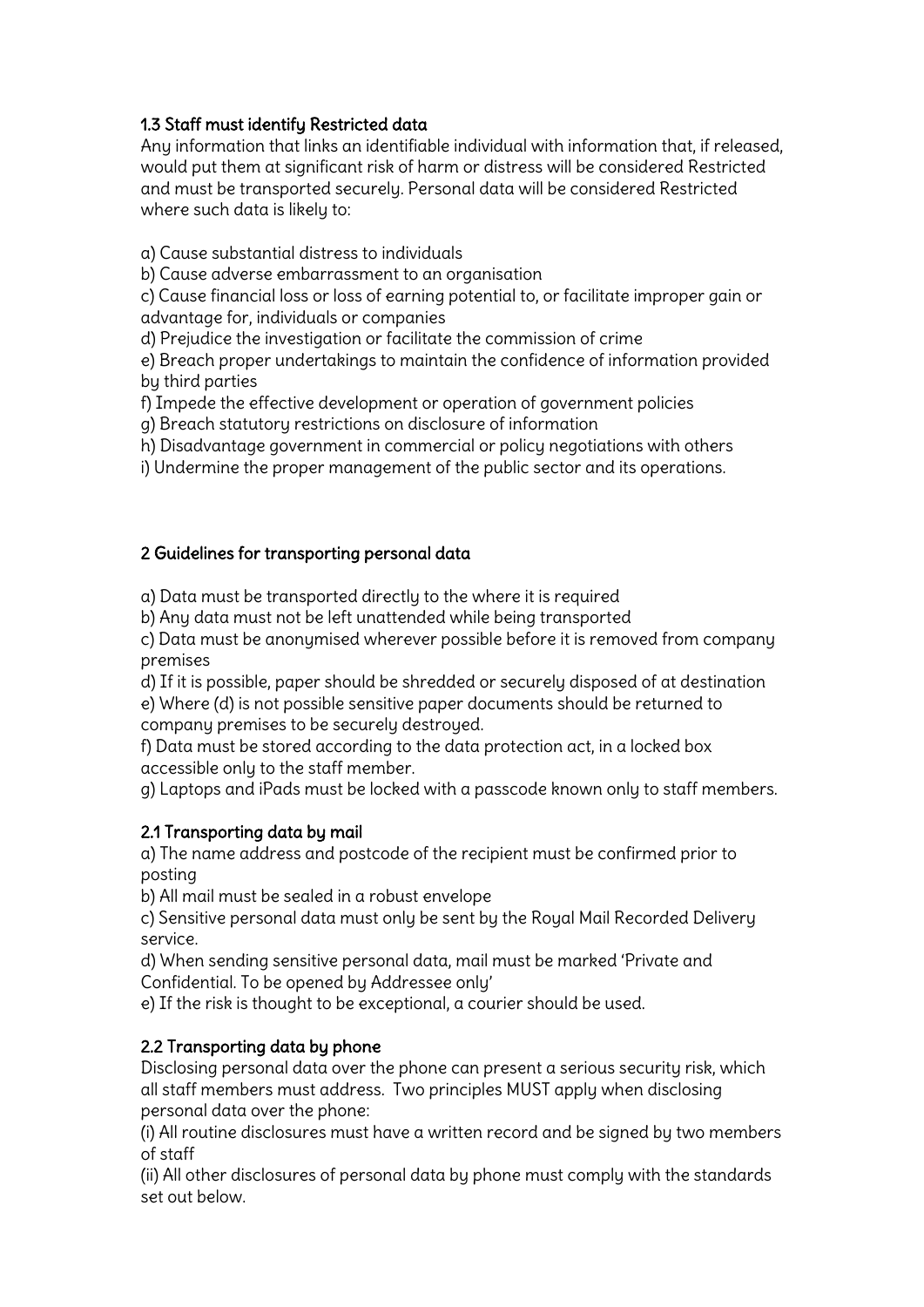### 1.3 Staff must identify Restricted data

Any information that links an identifiable individual with information that, if released, would put them at significant risk of harm or distress will be considered Restricted and must be transported securely. Personal data will be considered Restricted where such data is likely to:

a) Cause substantial distress to individuals
b) Cause adverse embarrassment to an organisation
c) Cause financial loss or loss of earning potential to, or facilitate improper gain or advantage for, individuals or companies
d) Prejudice the investigation or facilitate the commission of crime
e) Breach proper undertakings to maintain the confidence of information provided by third parties
f) Impede the effective development or operation of government policies
g) Breach statutory restrictions on disclosure of information
h) Disadvantage government in commercial or policy negotiations with others
i) Undermine the proper management of the public sector and its operations.

## 2 Guidelines for transporting personal data

a) Data must be transported directly to the where it is required
b) Any data must not be left unattended while being transported
c) Data must be anonymised wherever possible before it is removed from company premises
d) If it is possible, paper should be shredded or securely disposed of at destination
e) Where (d) is not possible sensitive paper documents should be returned to company premises to be securely destroyed.
f) Data must be stored according to the data protection act, in a locked box accessible only to the staff member.
g) Laptops and iPads must be locked with a passcode known only to staff members.

### 2.1 Transporting data by mail

a) The name address and postcode of the recipient must be confirmed prior to posting
b) All mail must be sealed in a robust envelope
c) Sensitive personal data must only be sent by the Royal Mail Recorded Delivery service.
d) When sending sensitive personal data, mail must be marked 'Private and Confidential. To be opened by Addressee only'
e) If the risk is thought to be exceptional, a courier should be used.

### 2.2 Transporting data by phone

Disclosing personal data over the phone can present a serious security risk, which all staff members must address. Two principles MUST apply when disclosing personal data over the phone:

(i) All routine disclosures must have a written record and be signed by two members of staff
(ii) All other disclosures of personal data by phone must comply with the standards set out below.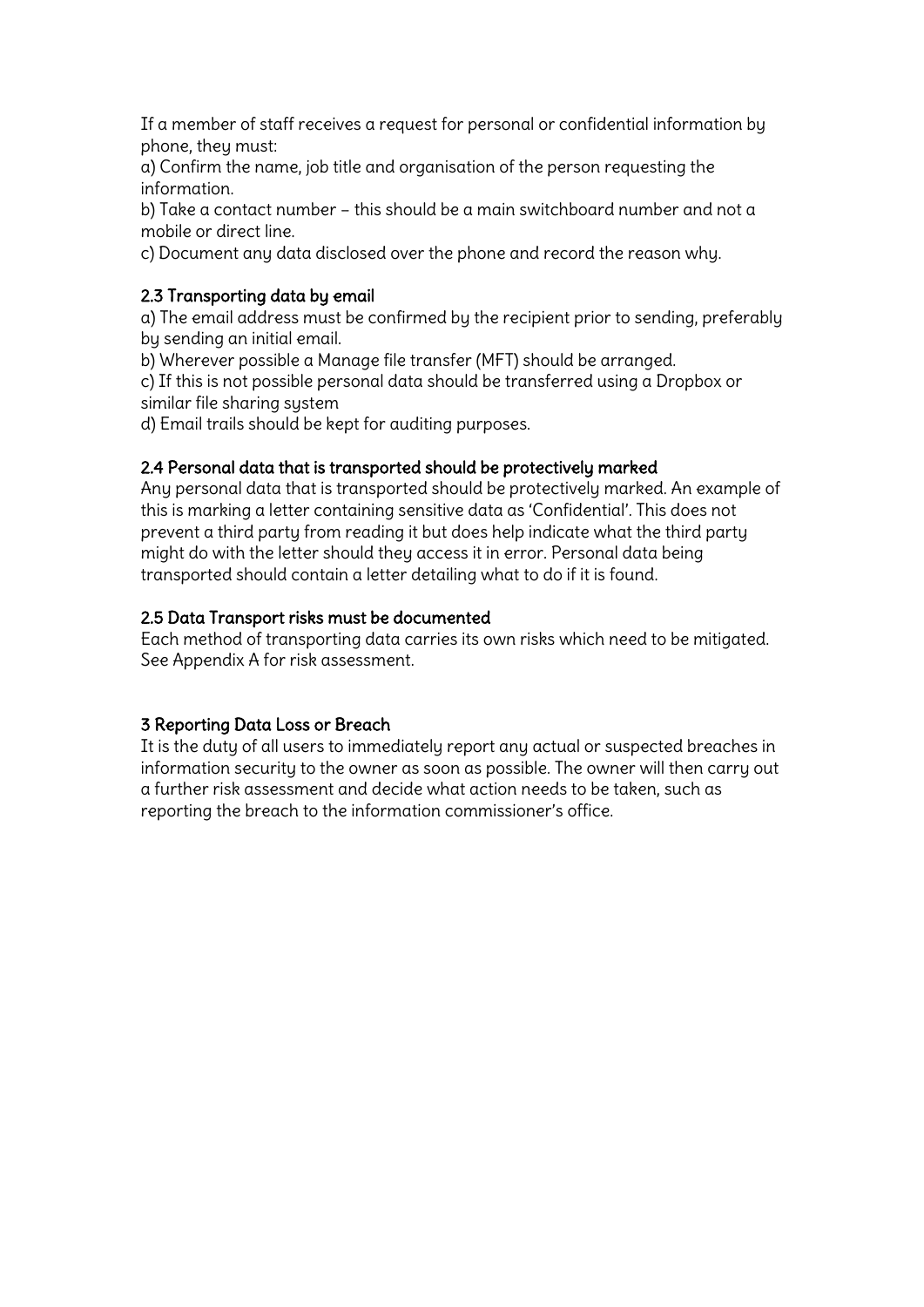If a member of staff receives a request for personal or confidential information by phone, they must:

a) Confirm the name, job title and organisation of the person requesting the information.

b) Take a contact number – this should be a main switchboard number and not a mobile or direct line.

c) Document any data disclosed over the phone and record the reason why.

### 2.3 Transporting data by email

a) The email address must be confirmed by the recipient prior to sending, preferably by sending an initial email.

b) Wherever possible a Manage file transfer (MFT) should be arranged.

c) If this is not possible personal data should be transferred using a Dropbox or similar file sharing system

d) Email trails should be kept for auditing purposes.

### 2.4 Personal data that is transported should be protectively marked

Any personal data that is transported should be protectively marked. An example of this is marking a letter containing sensitive data as 'Confidential'. This does not prevent a third party from reading it but does help indicate what the third party might do with the letter should they access it in error. Personal data being transported should contain a letter detailing what to do if it is found.

### 2.5 Data Transport risks must be documented

Each method of transporting data carries its own risks which need to be mitigated. See Appendix A for risk assessment.

## 3 Reporting Data Loss or Breach

It is the duty of all users to immediately report any actual or suspected breaches in information security to the owner as soon as possible. The owner will then carry out a further risk assessment and decide what action needs to be taken, such as reporting the breach to the information commissioner's office.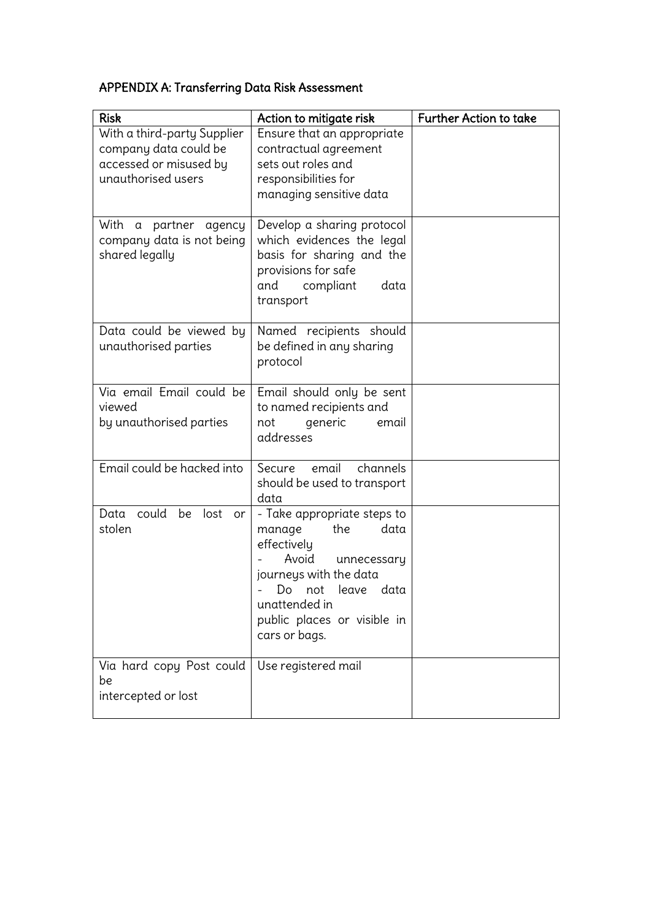## APPENDIX A: Transferring Data Risk Assessment

| Risk | Action to mitigate risk | Further Action to take |
|---|---|---|
| With a third-party Supplier company data could be accessed or misused by unauthorised users | Ensure that an appropriate contractual agreement sets out roles and responsibilities for managing sensitive data | |
| With a partner agency company data is not being shared legally | Develop a sharing protocol which evidences the legal basis for sharing and the provisions for safe and compliant data transport | |
| Data could be viewed by unauthorised parties | Named recipients should be defined in any sharing protocol | |
| Via email Email could be viewed by unauthorised parties | Email should only be sent to named recipients and not generic email addresses | |
| Email could be hacked into | Secure email channels should be used to transport data | |
| Data could be lost or stolen | - Take appropriate steps to manage the data effectively<br>- Avoid unnecessary journeys with the data<br>- Do not leave data unattended in public places or visible in cars or bags. | |
| Via hard copy Post could be intercepted or lost | Use registered mail | |